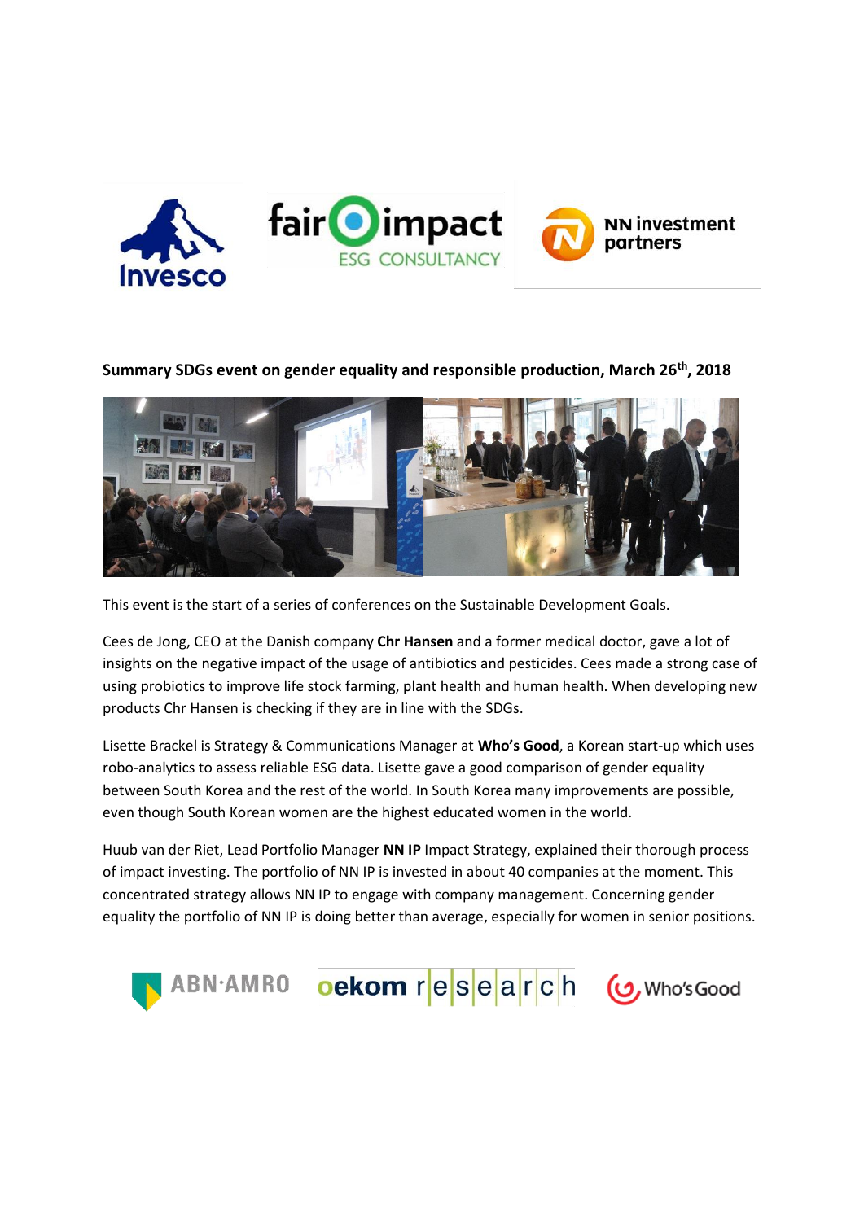**Summary SDGs event on gender equality and responsible production, March 26th, 2018**

This event is the start of a series of conferences on the Sustainable Development Goals.

Cees de Jong, CEO at the Danish company **Chr Hansen** and a former medical doctor, gave a lot of insights on the negative impact of the usage of antibiotics and pesticides. Cees made a strong case of using probiotics to improve life stock farming, plant health and human health. When developing new products Chr Hansen is checking if they are in line with the SDGs.

Lisette Brackel is Strategy & Communications Manager at **Who's Good**, a Korean start-up which uses robo-analytics to assess reliable ESG data. Lisette gave a good comparison of gender equality between South Korea and the rest of the world. In South Korea many improvements are possible, even though South Korean women are the highest educated women in the world.

Huub van der Riet, Lead Portfolio Manager **NN IP** Impact Strategy, explained their thorough process of impact investing. The portfolio of NN IP is invested in about 40 companies at the moment. This concentrated strategy allows NN IP to engage with company management. Concerning gender equality the portfolio of NN IP is doing better than average, especially for women in senior positions.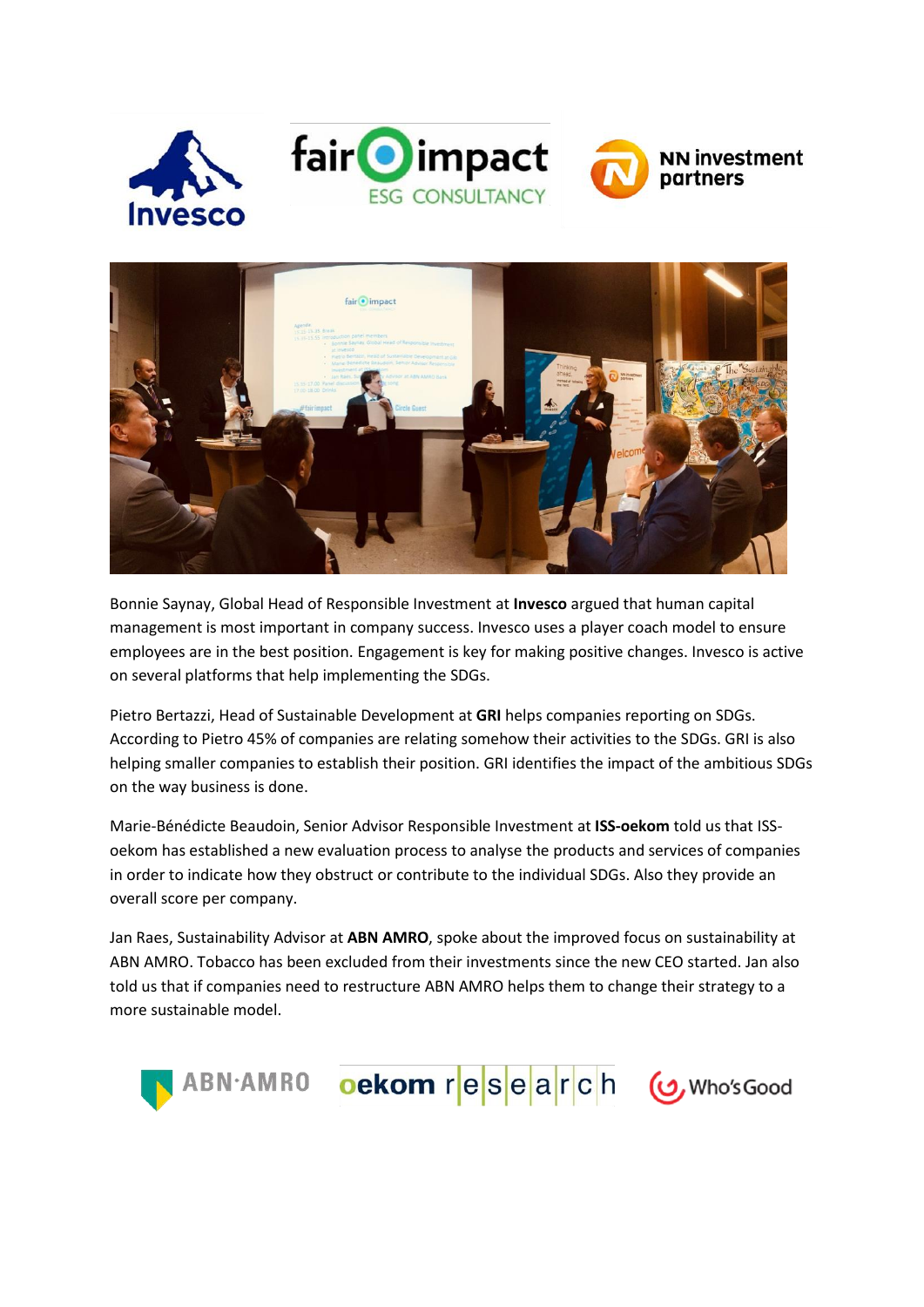Bonnie Saynay, Global Head of Responsible Investment at **Invesco** argued that human capital management is most important in company success. Invesco uses a player coach model to ensure employees are in the best position. Engagement is key for making positive changes. Invesco is active on several platforms that help implementing the SDGs.

Pietro Bertazzi, Head of Sustainable Development at **GRI** helps companies reporting on SDGs. According to Pietro 45% of companies are relating somehow their activities to the SDGs. GRI is also helping smaller companies to establish their position. GRI identifies the impact of the ambitious SDGs on the way business is done.

Marie-Bénédicte Beaudoin, Senior Advisor Responsible Investment at **ISS-oekom** told us that ISS-oekom has established a new evaluation process to analyse the products and services of companies in order to indicate how they obstruct or contribute to the individual SDGs. Also they provide an overall score per company.

Jan Raes, Sustainability Advisor at **ABN AMRO**, spoke about the improved focus on sustainability at ABN AMRO. Tobacco has been excluded from their investments since the new CEO started. Jan also told us that if companies need to restructure ABN AMRO helps them to change their strategy to a more sustainable model.